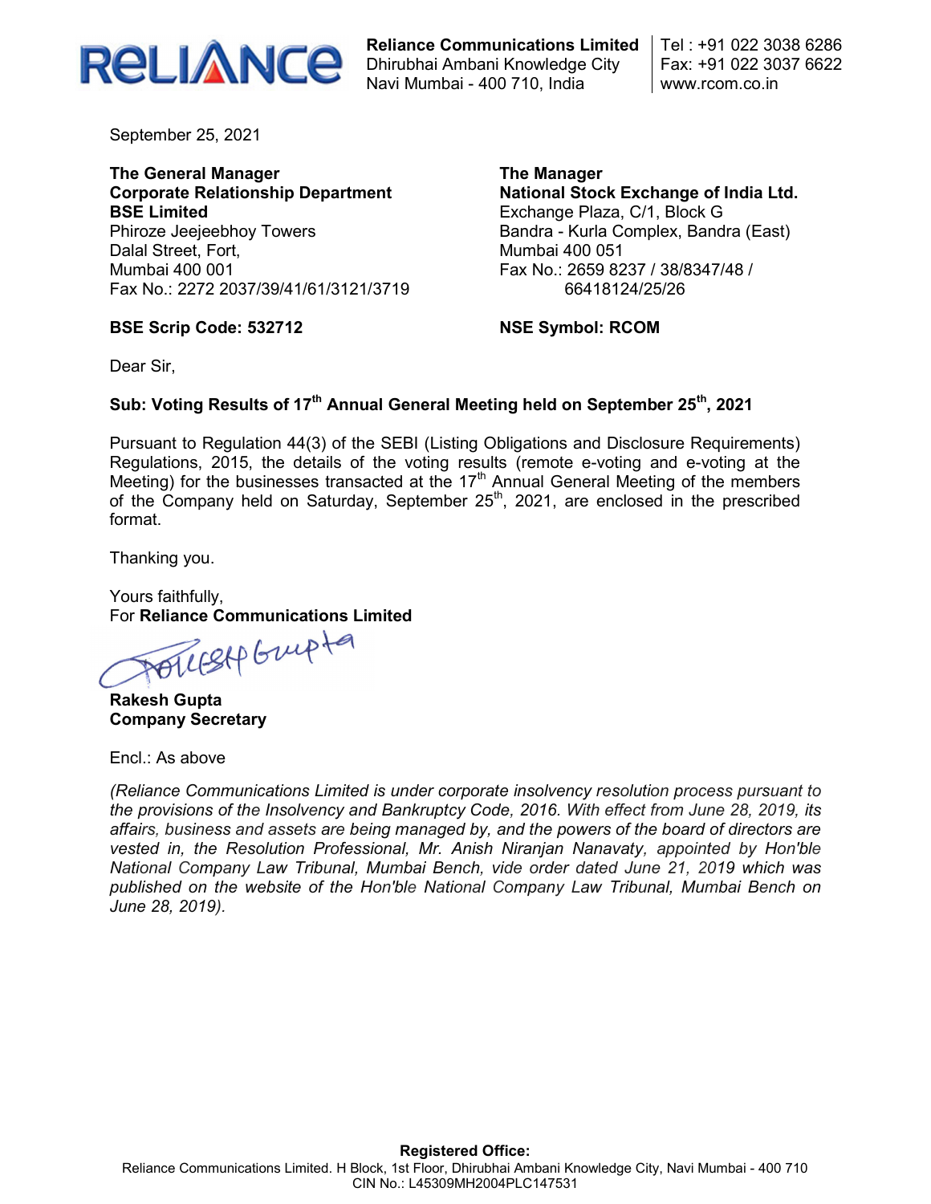**Reliance Communications Limited**
Dhirubhai Ambani Knowledge City
Navi Mumbai - 400 710, India

Tel : +91 022 3038 6286
Fax: +91 022 3037 6622
www.rcom.co.in

September 25, 2021

**The General Manager**
**Corporate Relationship Department**
**BSE Limited**
Phiroze Jeejeebhoy Towers
Dalal Street, Fort,
Mumbai 400 001
Fax No.: 2272 2037/39/41/61/3121/3719

**BSE Scrip Code: 532712**

**The Manager**
**National Stock Exchange of India Ltd.**
Exchange Plaza, C/1, Block G
Bandra - Kurla Complex, Bandra (East)
Mumbai 400 051
Fax No.: 2659 8237 / 38/8347/48 / 66418124/25/26

**NSE Symbol: RCOM**

Dear Sir,

**Sub: Voting Results of 17th Annual General Meeting held on September 25th, 2021**

Pursuant to Regulation 44(3) of the SEBI (Listing Obligations and Disclosure Requirements) Regulations, 2015, the details of the voting results (remote e-voting and e-voting at the Meeting) for the businesses transacted at the 17th Annual General Meeting of the members of the Company held on Saturday, September 25th, 2021, are enclosed in the prescribed format.

Thanking you.

Yours faithfully,
For **Reliance Communications Limited**

**Rakesh Gupta**
**Company Secretary**

Encl.: As above

*(Reliance Communications Limited is under corporate insolvency resolution process pursuant to the provisions of the Insolvency and Bankruptcy Code, 2016. With effect from June 28, 2019, its affairs, business and assets are being managed by, and the powers of the board of directors are vested in, the Resolution Professional, Mr. Anish Niranjan Nanavaty, appointed by Hon'ble National Company Law Tribunal, Mumbai Bench, vide order dated June 21, 2019 which was published on the website of the Hon'ble National Company Law Tribunal, Mumbai Bench on June 28, 2019).*

**Registered Office:**
Reliance Communications Limited. H Block, 1st Floor, Dhirubhai Ambani Knowledge City, Navi Mumbai - 400 710
CIN No.: L45309MH2004PLC147531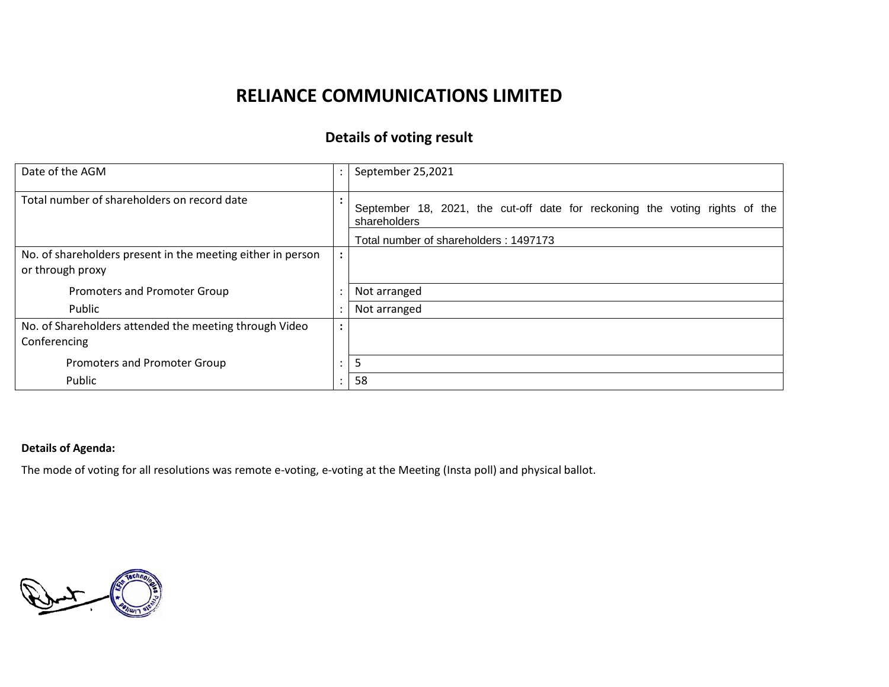# RELIANCE COMMUNICATIONS LIMITED

## Details of voting result

| | | |
|---|---|---|
| Date of the AGM | : | September 25,2021 |
| Total number of shareholders on record date | : | September 18, 2021, the cut-off date for reckoning the voting rights of the shareholders |
| | | Total number of shareholders : 1497173 |
| No. of shareholders present in the meeting either in person or through proxy | : | |
| Promoters and Promoter Group | : | Not arranged |
| Public | : | Not arranged |
| No. of Shareholders attended the meeting through Video Conferencing | : | |
| Promoters and Promoter Group | : | 5 |
| Public | : | 58 |

**Details of Agenda:**

The mode of voting for all resolutions was remote e-voting, e-voting at the Meeting (Insta poll) and physical ballot.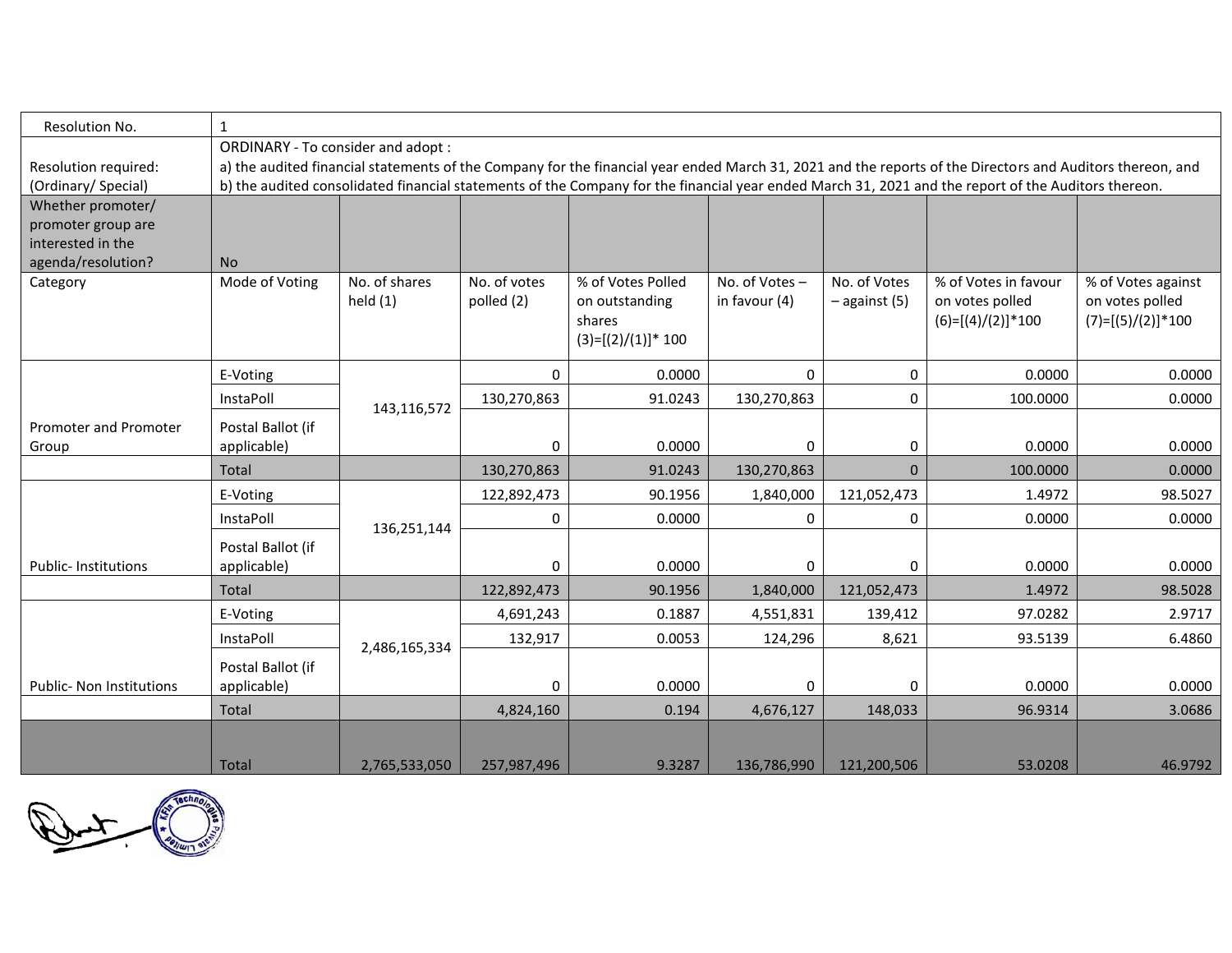| Resolution No. | 1 | | | | | | | |
|---|---|---|---|---|---|---|---|---|
| Resolution required: (Ordinary/ Special) | ORDINARY - To consider and adopt : a) the audited financial statements of the Company for the financial year ended March 31, 2021 and the reports of the Directors and Auditors thereon, and b) the audited consolidated financial statements of the Company for the financial year ended March 31, 2021 and the report of the Auditors thereon. | | | | | | | |
| Whether promoter/ promoter group are interested in the agenda/resolution? | No | | | | | | | |
| Category | Mode of Voting | No. of shares held (1) | No. of votes polled (2) | % of Votes Polled on outstanding shares (3)=[(2)/(1)]* 100 | No. of Votes – in favour (4) | No. of Votes – against (5) | % of Votes in favour on votes polled (6)=[(4)/(2)]*100 | % of Votes against on votes polled (7)=[(5)/(2)]*100 |
| Promoter and Promoter Group | E-Voting | 143,116,572 | 0 | 0.0000 | 0 | 0 | 0.0000 | 0.0000 |
| | InstaPoll | | 130,270,863 | 91.0243 | 130,270,863 | 0 | 100.0000 | 0.0000 |
| | Postal Ballot (if applicable) | | 0 | 0.0000 | 0 | 0 | 0.0000 | 0.0000 |
| | Total | | 130,270,863 | 91.0243 | 130,270,863 | 0 | 100.0000 | 0.0000 |
| Public- Institutions | E-Voting | 136,251,144 | 122,892,473 | 90.1956 | 1,840,000 | 121,052,473 | 1.4972 | 98.5027 |
| | InstaPoll | | 0 | 0.0000 | 0 | 0 | 0.0000 | 0.0000 |
| | Postal Ballot (if applicable) | | 0 | 0.0000 | 0 | 0 | 0.0000 | 0.0000 |
| | Total | | 122,892,473 | 90.1956 | 1,840,000 | 121,052,473 | 1.4972 | 98.5028 |
| Public- Non Institutions | E-Voting | 2,486,165,334 | 4,691,243 | 0.1887 | 4,551,831 | 139,412 | 97.0282 | 2.9717 |
| | InstaPoll | | 132,917 | 0.0053 | 124,296 | 8,621 | 93.5139 | 6.4860 |
| | Postal Ballot (if applicable) | | 0 | 0.0000 | 0 | 0 | 0.0000 | 0.0000 |
| | Total | | 4,824,160 | 0.194 | 4,676,127 | 148,033 | 96.9314 | 3.0686 |
| | Total | 2,765,533,050 | 257,987,496 | 9.3287 | 136,786,990 | 121,200,506 | 53.0208 | 46.9792 |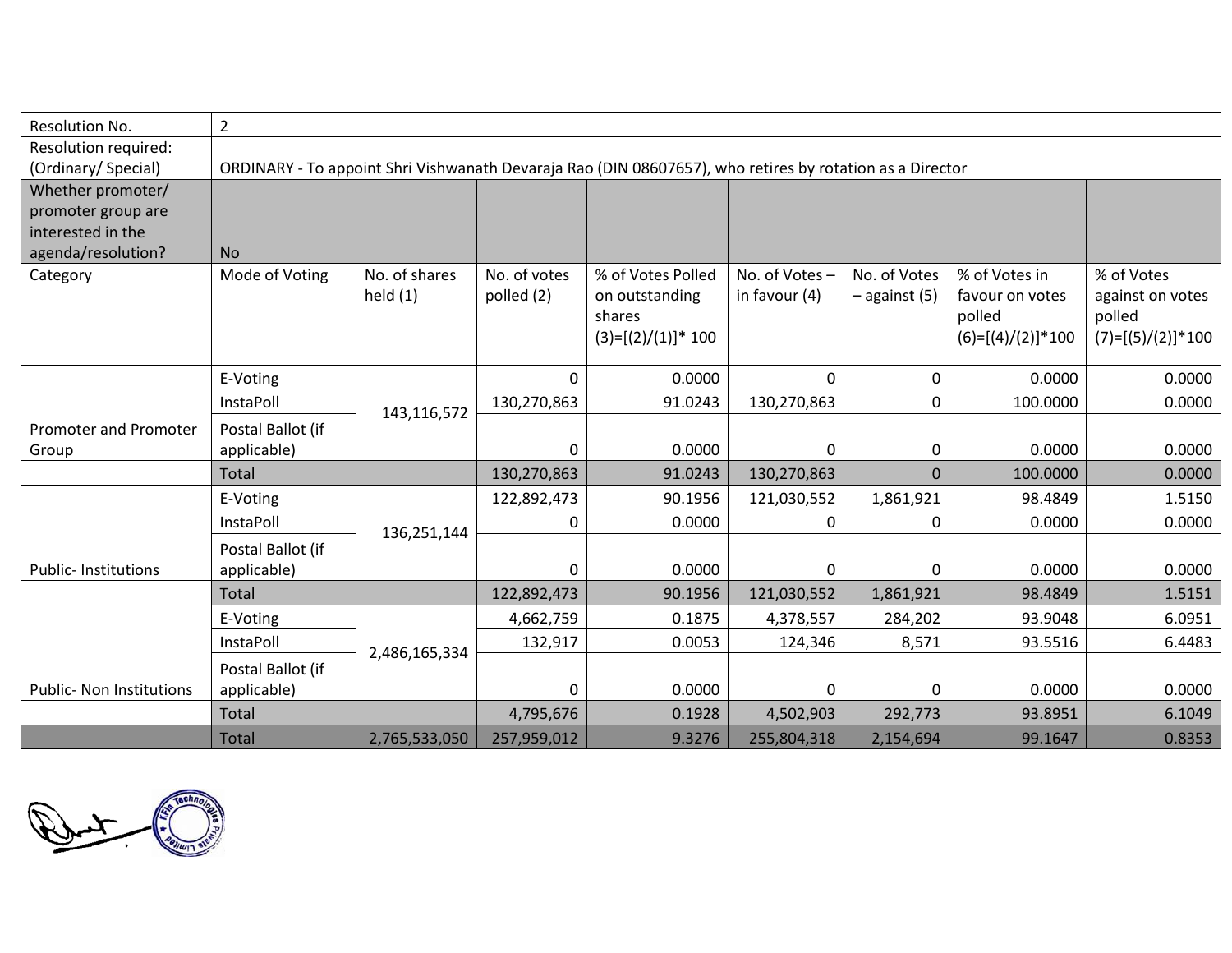| Resolution No. | 2 | | | | | | | |
|---|---|---|---|---|---|---|---|---|
| Resolution required: (Ordinary/ Special) | ORDINARY - To appoint Shri Vishwanath Devaraja Rao (DIN 08607657), who retires by rotation as a Director | | | | | | | |
| Whether promoter/ promoter group are interested in the agenda/resolution? | No | | | | | | | |
| Category | Mode of Voting | No. of shares held (1) | No. of votes polled (2) | % of Votes Polled on outstanding shares (3)=[(2)/(1)]* 100 | No. of Votes – in favour (4) | No. of Votes – against (5) | % of Votes in favour on votes polled (6)=[(4)/(2)]*100 | % of Votes against on votes polled (7)=[(5)/(2)]*100 |
| Promoter and Promoter Group | E-Voting | 143,116,572 | 0 | 0.0000 | 0 | 0 | 0.0000 | 0.0000 |
| | InstaPoll | | 130,270,863 | 91.0243 | 130,270,863 | 0 | 100.0000 | 0.0000 |
| | Postal Ballot (if applicable) | | 0 | 0.0000 | 0 | 0 | 0.0000 | 0.0000 |
| | Total | | 130,270,863 | 91.0243 | 130,270,863 | 0 | 100.0000 | 0.0000 |
| Public- Institutions | E-Voting | 136,251,144 | 122,892,473 | 90.1956 | 121,030,552 | 1,861,921 | 98.4849 | 1.5150 |
| | InstaPoll | | 0 | 0.0000 | 0 | 0 | 0.0000 | 0.0000 |
| | Postal Ballot (if applicable) | | 0 | 0.0000 | 0 | 0 | 0.0000 | 0.0000 |
| | Total | | 122,892,473 | 90.1956 | 121,030,552 | 1,861,921 | 98.4849 | 1.5151 |
| Public- Non Institutions | E-Voting | 2,486,165,334 | 4,662,759 | 0.1875 | 4,378,557 | 284,202 | 93.9048 | 6.0951 |
| | InstaPoll | | 132,917 | 0.0053 | 124,346 | 8,571 | 93.5516 | 6.4483 |
| | Postal Ballot (if applicable) | | 0 | 0.0000 | 0 | 0 | 0.0000 | 0.0000 |
| | Total | | 4,795,676 | 0.1928 | 4,502,903 | 292,773 | 93.8951 | 6.1049 |
| | Total | 2,765,533,050 | 257,959,012 | 9.3276 | 255,804,318 | 2,154,694 | 99.1647 | 0.8353 |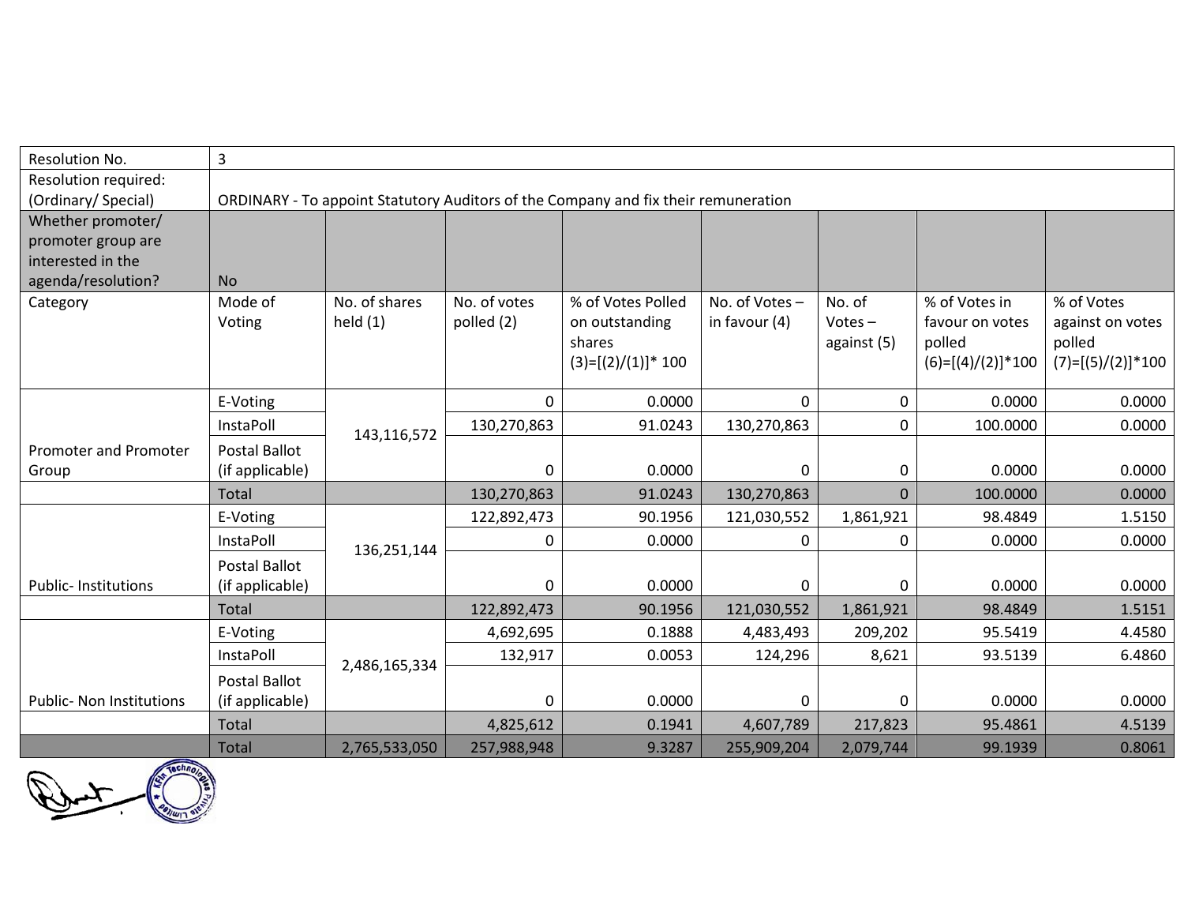| Resolution No. | 3 | | | | | | | |
|---|---|---|---|---|---|---|---|---|
| Resolution required: (Ordinary/ Special) | ORDINARY - To appoint Statutory Auditors of the Company and fix their remuneration | | | | | | | |
| Whether promoter/ promoter group are interested in the agenda/resolution? | No | | | | | | | |
| Category | Mode of Voting | No. of shares held (1) | No. of votes polled (2) | % of Votes Polled on outstanding shares (3)=[(2)/(1)]* 100 | No. of Votes – in favour (4) | No. of Votes – against (5) | % of Votes in favour on votes polled (6)=[(4)/(2)]*100 | % of Votes against on votes polled (7)=[(5)/(2)]*100 |
| Promoter and Promoter Group | E-Voting | 143,116,572 | 0 | 0.0000 | 0 | 0 | 0.0000 | 0.0000 |
| | InstaPoll | | 130,270,863 | 91.0243 | 130,270,863 | 0 | 100.0000 | 0.0000 |
| | Postal Ballot (if applicable) | | 0 | 0.0000 | 0 | 0 | 0.0000 | 0.0000 |
| | Total | | 130,270,863 | 91.0243 | 130,270,863 | 0 | 100.0000 | 0.0000 |
| Public- Institutions | E-Voting | 136,251,144 | 122,892,473 | 90.1956 | 121,030,552 | 1,861,921 | 98.4849 | 1.5150 |
| | InstaPoll | | 0 | 0.0000 | 0 | 0 | 0.0000 | 0.0000 |
| | Postal Ballot (if applicable) | | 0 | 0.0000 | 0 | 0 | 0.0000 | 0.0000 |
| | Total | | 122,892,473 | 90.1956 | 121,030,552 | 1,861,921 | 98.4849 | 1.5151 |
| Public- Non Institutions | E-Voting | 2,486,165,334 | 4,692,695 | 0.1888 | 4,483,493 | 209,202 | 95.5419 | 4.4580 |
| | InstaPoll | | 132,917 | 0.0053 | 124,296 | 8,621 | 93.5139 | 6.4860 |
| | Postal Ballot (if applicable) | | 0 | 0.0000 | 0 | 0 | 0.0000 | 0.0000 |
| | Total | | 4,825,612 | 0.1941 | 4,607,789 | 217,823 | 95.4861 | 4.5139 |
| | Total | 2,765,533,050 | 257,988,948 | 9.3287 | 255,909,204 | 2,079,744 | 99.1939 | 0.8061 |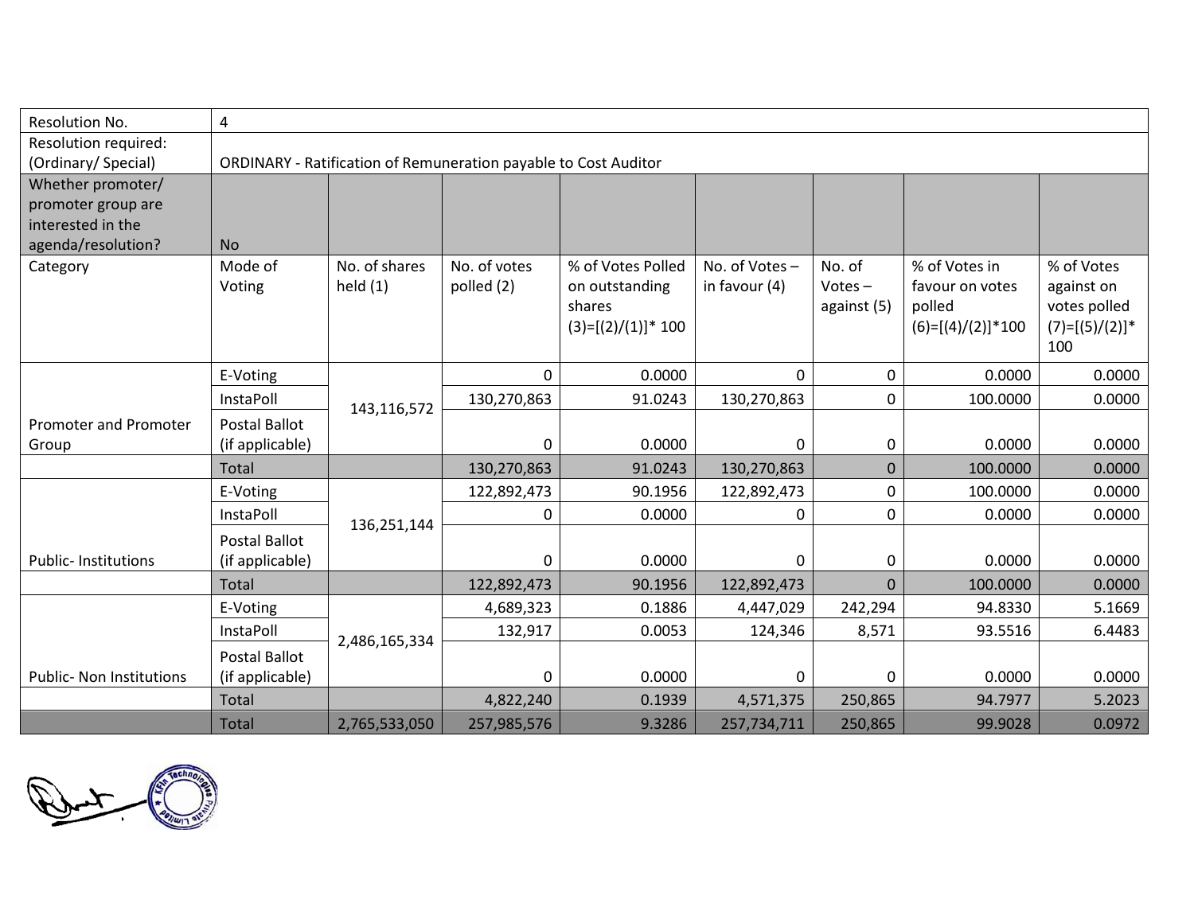| Resolution No. | 4 | | | | | | | |
|---|---|---|---|---|---|---|---|---|
| Resolution required: (Ordinary/ Special) | ORDINARY - Ratification of Remuneration payable to Cost Auditor | | | | | | | |
| Whether promoter/ promoter group are interested in the agenda/resolution? | No | | | | | | | |
| Category | Mode of Voting | No. of shares held (1) | No. of votes polled (2) | % of Votes Polled on outstanding shares (3)=[(2)/(1)]* 100 | No. of Votes – in favour (4) | No. of Votes – against (5) | % of Votes in favour on votes polled (6)=[(4)/(2)]*100 | % of Votes against on votes polled (7)=[(5)/(2)]* 100 |
| Promoter and Promoter Group | E-Voting | 143,116,572 | 0 | 0.0000 | 0 | 0 | 0.0000 | 0.0000 |
| | InstaPoll | | 130,270,863 | 91.0243 | 130,270,863 | 0 | 100.0000 | 0.0000 |
| | Postal Ballot (if applicable) | | 0 | 0.0000 | 0 | 0 | 0.0000 | 0.0000 |
| | Total | | 130,270,863 | 91.0243 | 130,270,863 | 0 | 100.0000 | 0.0000 |
| Public- Institutions | E-Voting | 136,251,144 | 122,892,473 | 90.1956 | 122,892,473 | 0 | 100.0000 | 0.0000 |
| | InstaPoll | | 0 | 0.0000 | 0 | 0 | 0.0000 | 0.0000 |
| | Postal Ballot (if applicable) | | 0 | 0.0000 | 0 | 0 | 0.0000 | 0.0000 |
| | Total | | 122,892,473 | 90.1956 | 122,892,473 | 0 | 100.0000 | 0.0000 |
| Public- Non Institutions | E-Voting | 2,486,165,334 | 4,689,323 | 0.1886 | 4,447,029 | 242,294 | 94.8330 | 5.1669 |
| | InstaPoll | | 132,917 | 0.0053 | 124,346 | 8,571 | 93.5516 | 6.4483 |
| | Postal Ballot (if applicable) | | 0 | 0.0000 | 0 | 0 | 0.0000 | 0.0000 |
| | Total | | 4,822,240 | 0.1939 | 4,571,375 | 250,865 | 94.7977 | 5.2023 |
| | Total | 2,765,533,050 | 257,985,576 | 9.3286 | 257,734,711 | 250,865 | 99.9028 | 0.0972 |